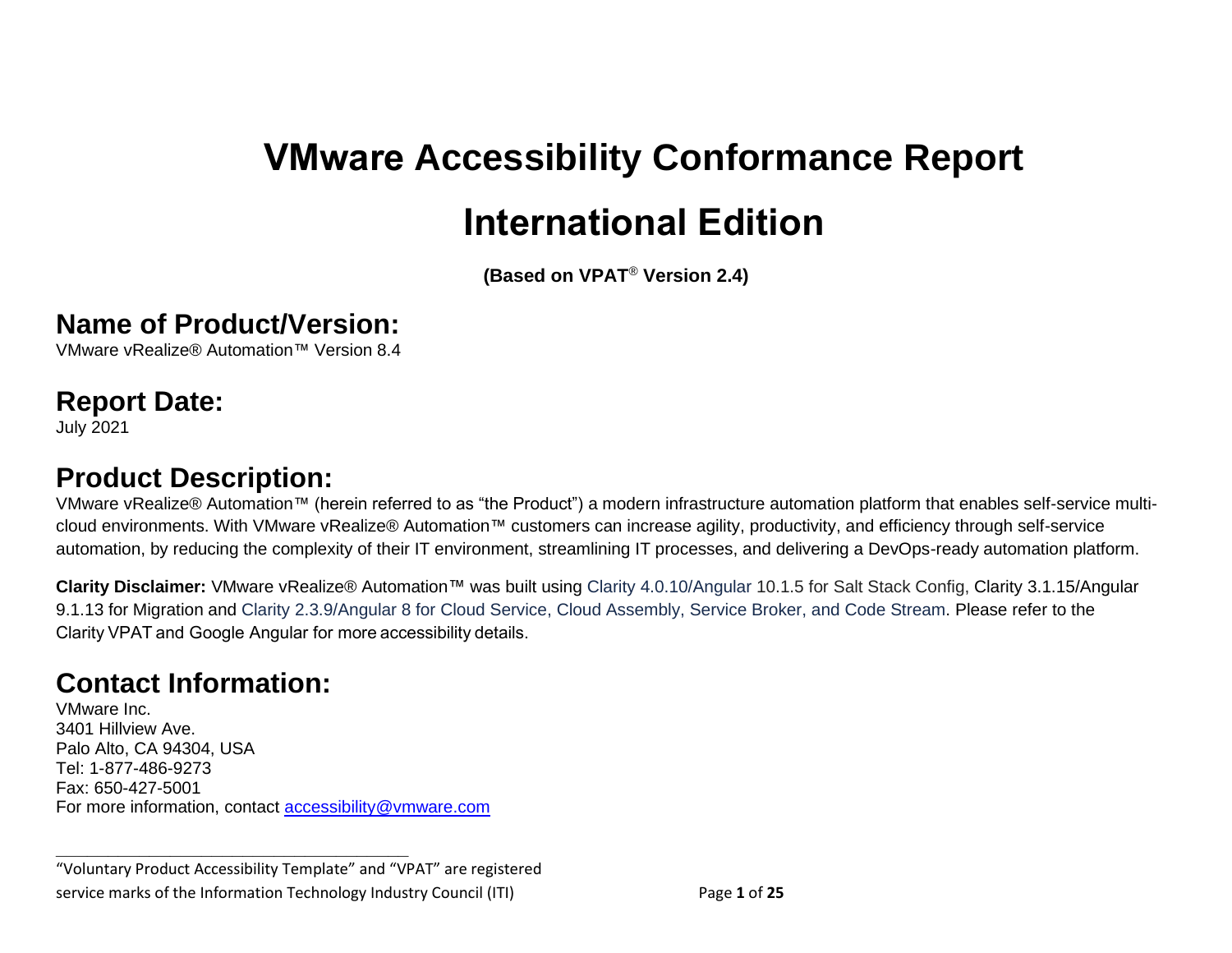// VMware Accessibility Conformance Report — International Edition
# VMware Accessibility Conformance Report

# International Edition

**(Based on VPAT® Version 2.4)**

## Name of Product/Version:

VMware vRealize® Automation™ Version 8.4

## Report Date:

July 2021

## Product Description:

VMware vRealize® Automation™ (herein referred to as "the Product") a modern infrastructure automation platform that enables self-service multi-cloud environments. With VMware vRealize® Automation™ customers can increase agility, productivity, and efficiency through self-service automation, by reducing the complexity of their IT environment, streamlining IT processes, and delivering a DevOps-ready automation platform.

**Clarity Disclaimer:** VMware vRealize® Automation™ was built using Clarity 4.0.10/Angular 10.1.5 for Salt Stack Config, Clarity 3.1.15/Angular 9.1.13 for Migration and Clarity 2.3.9/Angular 8 for Cloud Service, Cloud Assembly, Service Broker, and Code Stream. Please refer to the Clarity VPAT and Google Angular for more accessibility details.

## Contact Information:

VMware Inc.
3401 Hillview Ave.
Palo Alto, CA 94304, USA
Tel: 1-877-486-9273
Fax: 650-427-5001
For more information, contact [accessibility@vmware.com](mailto:accessibility@vmware.com)

---

"Voluntary Product Accessibility Template" and "VPAT" are registered service marks of the Information Technology Industry Council (ITI)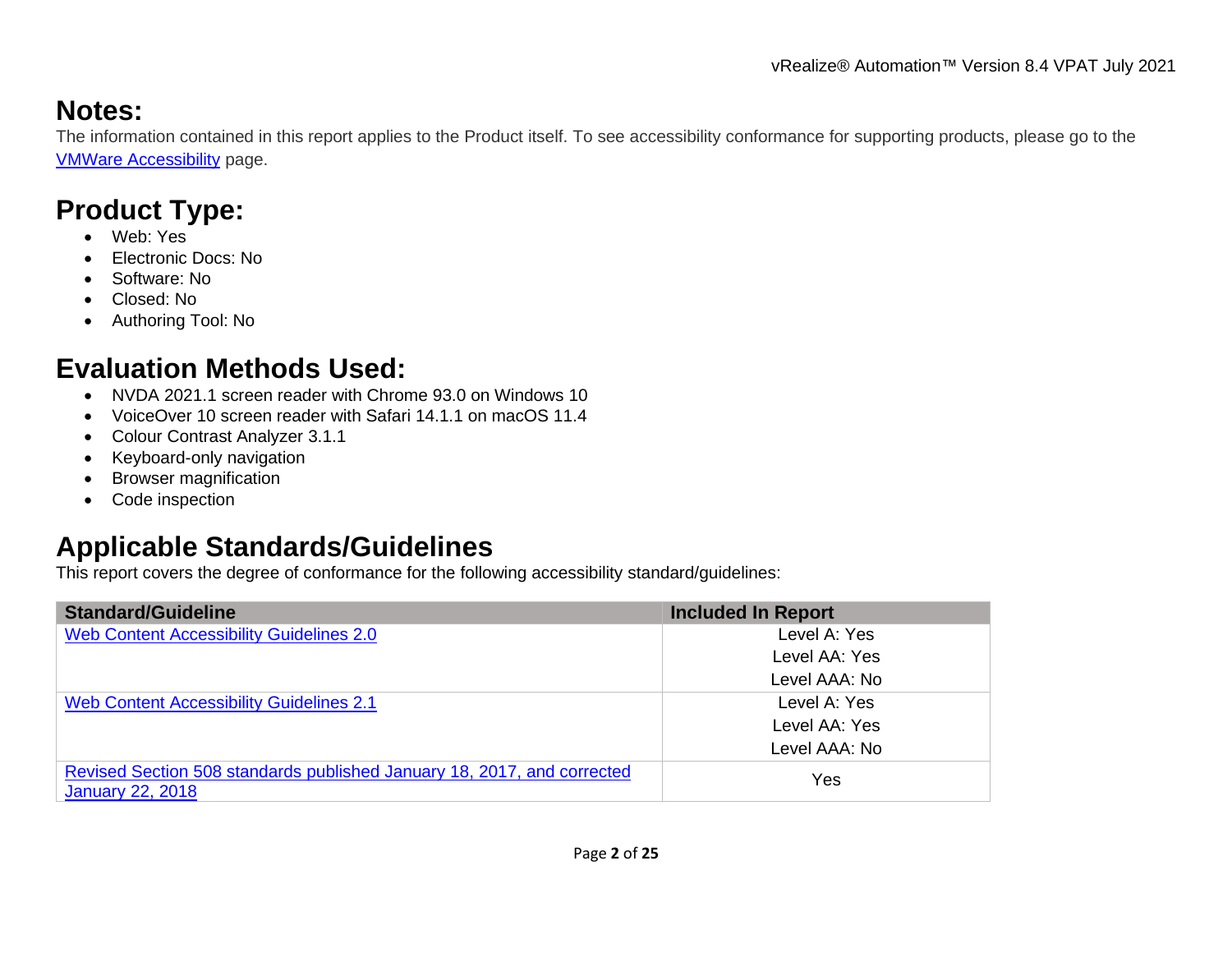## Notes:

The information contained in this report applies to the Product itself. To see accessibility conformance for supporting products, please go to the VMWare Accessibility page.

## Product Type:

- Web: Yes
- Electronic Docs: No
- Software: No
- Closed: No
- Authoring Tool: No

## Evaluation Methods Used:

- NVDA 2021.1 screen reader with Chrome 93.0 on Windows 10
- VoiceOver 10 screen reader with Safari 14.1.1 on macOS 11.4
- Colour Contrast Analyzer 3.1.1
- Keyboard-only navigation
- Browser magnification
- Code inspection

## Applicable Standards/Guidelines

This report covers the degree of conformance for the following accessibility standard/guidelines:

| Standard/Guideline | Included In Report |
|---|---|
| Web Content Accessibility Guidelines 2.0 | Level A: Yes<br>Level AA: Yes<br>Level AAA: No |
| Web Content Accessibility Guidelines 2.1 | Level A: Yes<br>Level AA: Yes<br>Level AAA: No |
| Revised Section 508 standards published January 18, 2017, and corrected January 22, 2018 | Yes |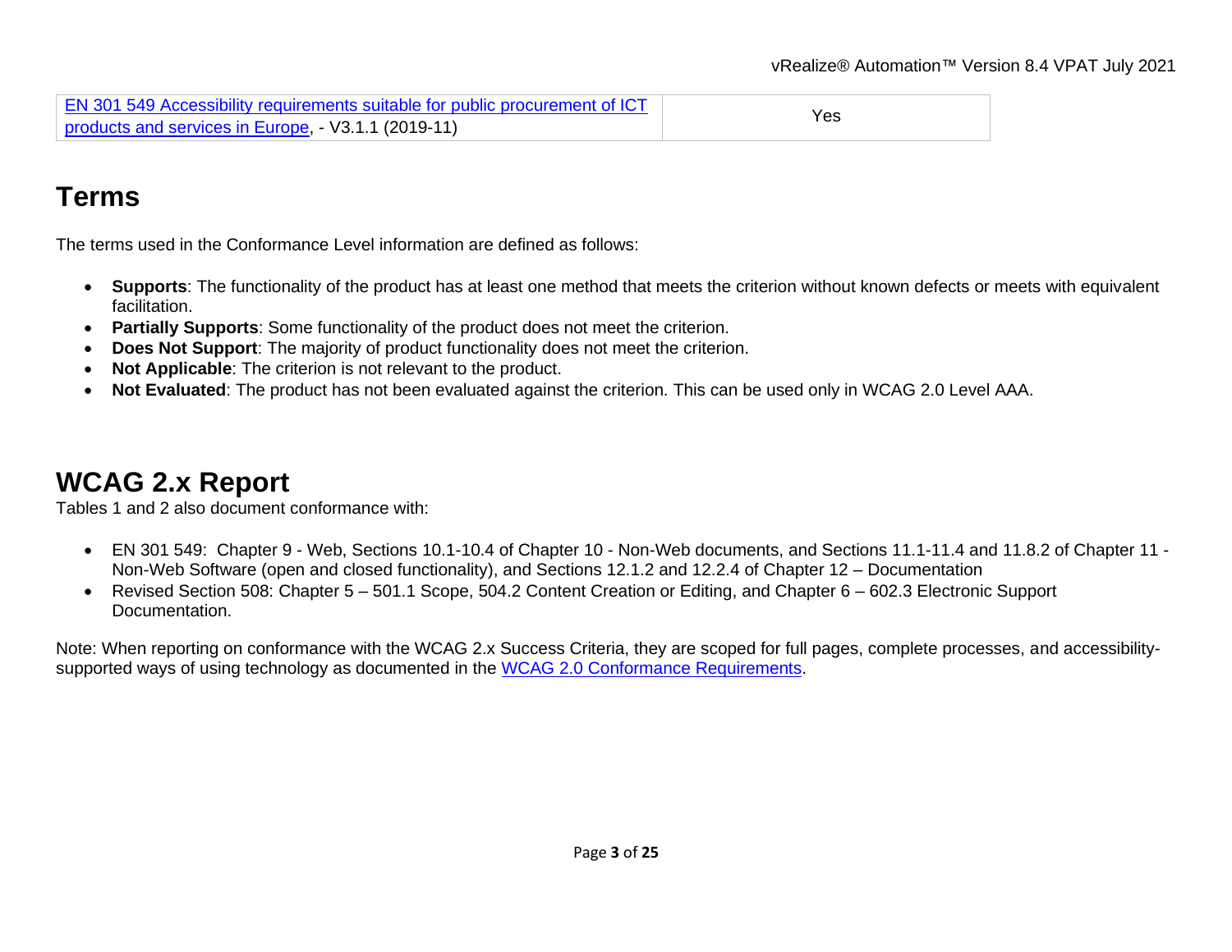| | |
|---|---|
| [EN 301 549 Accessibility requirements suitable for public procurement of ICT products and services in Europe](), - V3.1.1 (2019-11) | Yes |

## Terms

The terms used in the Conformance Level information are defined as follows:

- **Supports**: The functionality of the product has at least one method that meets the criterion without known defects or meets with equivalent facilitation.
- **Partially Supports**: Some functionality of the product does not meet the criterion.
- **Does Not Support**: The majority of product functionality does not meet the criterion.
- **Not Applicable**: The criterion is not relevant to the product.
- **Not Evaluated**: The product has not been evaluated against the criterion. This can be used only in WCAG 2.0 Level AAA.

## WCAG 2.x Report

Tables 1 and 2 also document conformance with:

- EN 301 549: Chapter 9 - Web, Sections 10.1-10.4 of Chapter 10 - Non-Web documents, and Sections 11.1-11.4 and 11.8.2 of Chapter 11 - Non-Web Software (open and closed functionality), and Sections 12.1.2 and 12.2.4 of Chapter 12 – Documentation
- Revised Section 508: Chapter 5 – 501.1 Scope, 504.2 Content Creation or Editing, and Chapter 6 – 602.3 Electronic Support Documentation.

Note: When reporting on conformance with the WCAG 2.x Success Criteria, they are scoped for full pages, complete processes, and accessibility-supported ways of using technology as documented in the [WCAG 2.0 Conformance Requirements]().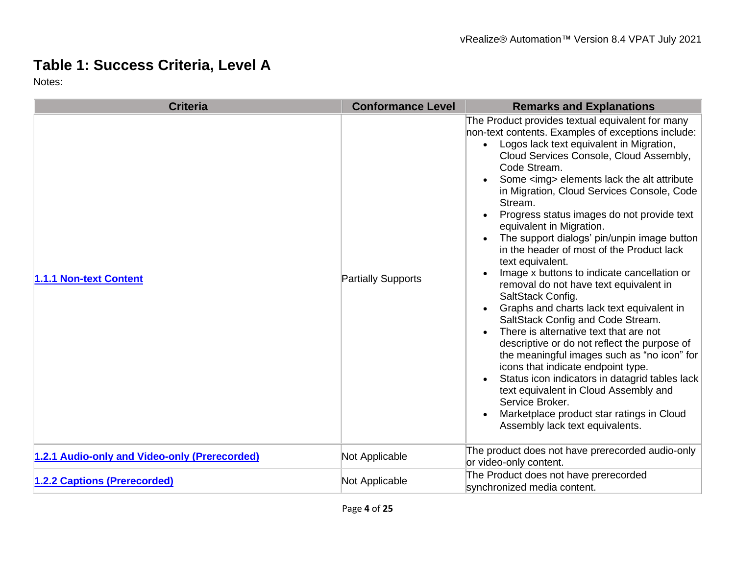## Table 1: Success Criteria, Level A

Notes:

| Criteria | Conformance Level | Remarks and Explanations |
|---|---|---|
| **1.1.1 Non-text Content** | Partially Supports | The Product provides textual equivalent for many non-text contents. Examples of exceptions include:<br>• Logos lack text equivalent in Migration, Cloud Services Console, Cloud Assembly, Code Stream.<br>• Some <img> elements lack the alt attribute in Migration, Cloud Services Console, Code Stream.<br>• Progress status images do not provide text equivalent in Migration.<br>• The support dialogs' pin/unpin image button in the header of most of the Product lack text equivalent.<br>• Image x buttons to indicate cancellation or removal do not have text equivalent in SaltStack Config.<br>• Graphs and charts lack text equivalent in SaltStack Config and Code Stream.<br>• There is alternative text that are not descriptive or do not reflect the purpose of the meaningful images such as "no icon" for icons that indicate endpoint type.<br>• Status icon indicators in datagrid tables lack text equivalent in Cloud Assembly and Service Broker.<br>• Marketplace product star ratings in Cloud Assembly lack text equivalents. |
| **1.2.1 Audio-only and Video-only (Prerecorded)** | Not Applicable | The product does not have prerecorded audio-only or video-only content. |
| **1.2.2 Captions (Prerecorded)** | Not Applicable | The Product does not have prerecorded synchronized media content. |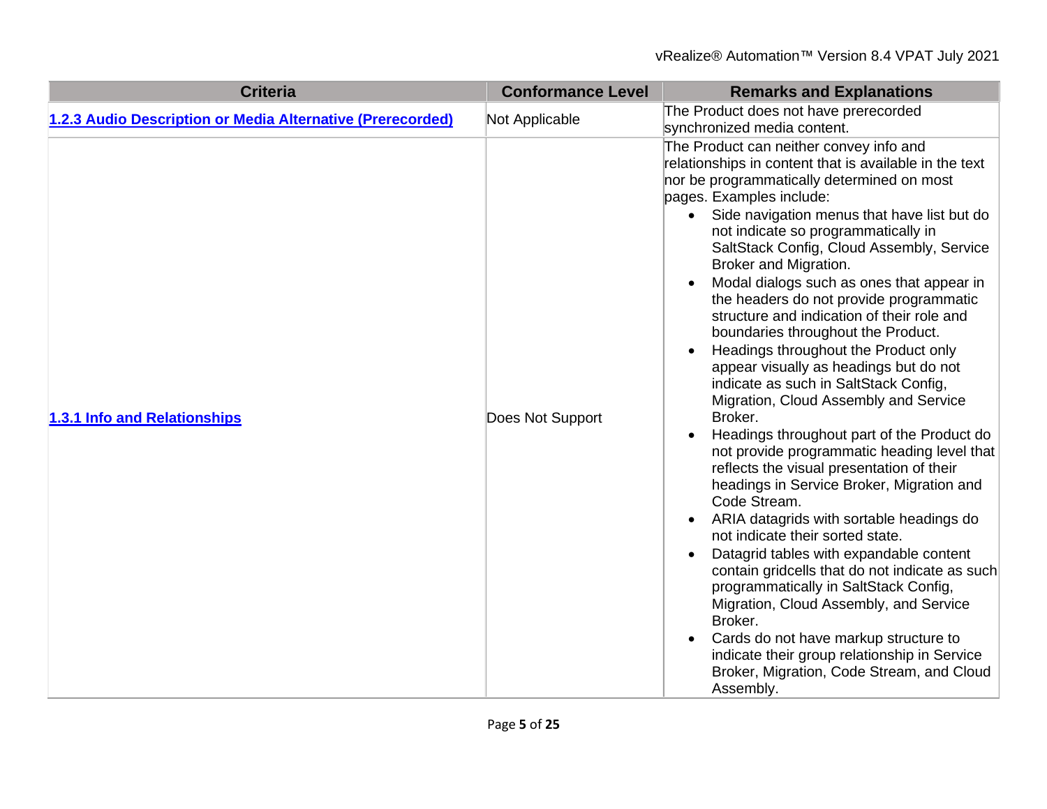| Criteria | Conformance Level | Remarks and Explanations |
|---|---|---|
| [1.2.3 Audio Description or Media Alternative (Prerecorded)]() | Not Applicable | The Product does not have prerecorded synchronized media content. |
| [1.3.1 Info and Relationships]() | Does Not Support | The Product can neither convey info and relationships in content that is available in the text nor be programmatically determined on most pages. Examples include:<br>• Side navigation menus that have list but do not indicate so programmatically in SaltStack Config, Cloud Assembly, Service Broker and Migration.<br>• Modal dialogs such as ones that appear in the headers do not provide programmatic structure and indication of their role and boundaries throughout the Product.<br>• Headings throughout the Product only appear visually as headings but do not indicate as such in SaltStack Config, Migration, Cloud Assembly and Service Broker.<br>• Headings throughout part of the Product do not provide programmatic heading level that reflects the visual presentation of their headings in Service Broker, Migration and Code Stream.<br>• ARIA datagrids with sortable headings do not indicate their sorted state.<br>• Datagrid tables with expandable content contain gridcells that do not indicate as such programmatically in SaltStack Config, Migration, Cloud Assembly, and Service Broker.<br>• Cards do not have markup structure to indicate their group relationship in Service Broker, Migration, Code Stream, and Cloud Assembly. |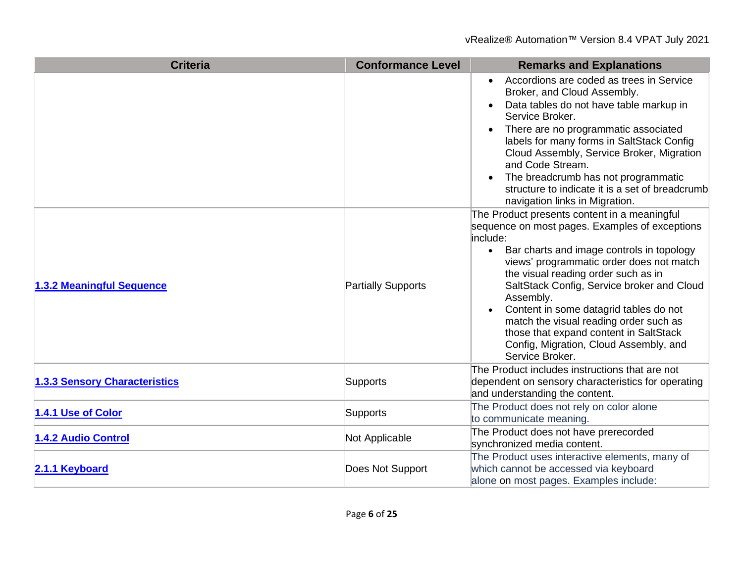| Criteria | Conformance Level | Remarks and Explanations |
| --- | --- | --- |
| | | • Accordions are coded as trees in Service Broker, and Cloud Assembly.<br>• Data tables do not have table markup in Service Broker.<br>• There are no programmatic associated labels for many forms in SaltStack Config Cloud Assembly, Service Broker, Migration and Code Stream.<br>• The breadcrumb has not programmatic structure to indicate it is a set of breadcrumb navigation links in Migration. |
| **[1.3.2 Meaningful Sequence]()** | Partially Supports | The Product presents content in a meaningful sequence on most pages. Examples of exceptions include:<br>• Bar charts and image controls in topology views' programmatic order does not match the visual reading order such as in SaltStack Config, Service broker and Cloud Assembly.<br>• Content in some datagrid tables do not match the visual reading order such as those that expand content in SaltStack Config, Migration, Cloud Assembly, and Service Broker. |
| **[1.3.3 Sensory Characteristics]()** | Supports | The Product includes instructions that are not dependent on sensory characteristics for operating and understanding the content. |
| **[1.4.1 Use of Color]()** | Supports | The Product does not rely on color alone to communicate meaning. |
| **[1.4.2 Audio Control]()** | Not Applicable | The Product does not have prerecorded synchronized media content. |
| **[2.1.1 Keyboard]()** | Does Not Support | The Product uses interactive elements, many of which cannot be accessed via keyboard alone on most pages. Examples include: |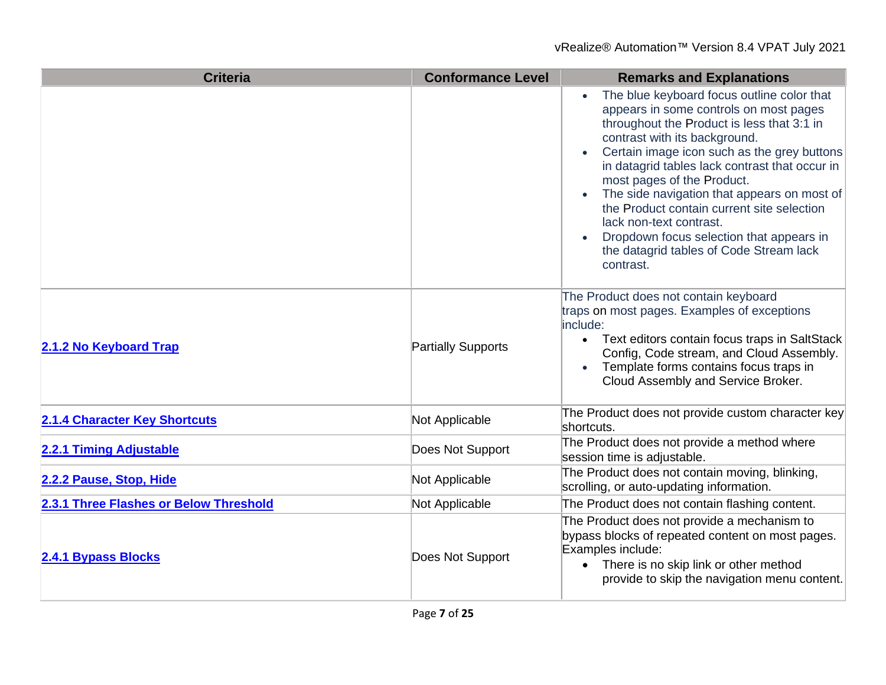| Criteria | Conformance Level | Remarks and Explanations |
|---|---|---|
| | | • The blue keyboard focus outline color that appears in some controls on most pages throughout the Product is less that 3:1 in contrast with its background.<br>• Certain image icon such as the grey buttons in datagrid tables lack contrast that occur in most pages of the Product.<br>• The side navigation that appears on most of the Product contain current site selection lack non-text contrast.<br>• Dropdown focus selection that appears in the datagrid tables of Code Stream lack contrast. |
| **2.1.2 No Keyboard Trap** | Partially Supports | The Product does not contain keyboard traps on most pages. Examples of exceptions include:<br>• Text editors contain focus traps in SaltStack Config, Code stream, and Cloud Assembly.<br>• Template forms contains focus traps in Cloud Assembly and Service Broker. |
| **2.1.4 Character Key Shortcuts** | Not Applicable | The Product does not provide custom character key shortcuts. |
| **2.2.1 Timing Adjustable** | Does Not Support | The Product does not provide a method where session time is adjustable. |
| **2.2.2 Pause, Stop, Hide** | Not Applicable | The Product does not contain moving, blinking, scrolling, or auto-updating information. |
| **2.3.1 Three Flashes or Below Threshold** | Not Applicable | The Product does not contain flashing content. |
| **2.4.1 Bypass Blocks** | Does Not Support | The Product does not provide a mechanism to bypass blocks of repeated content on most pages. Examples include:<br>• There is no skip link or other method provide to skip the navigation menu content. |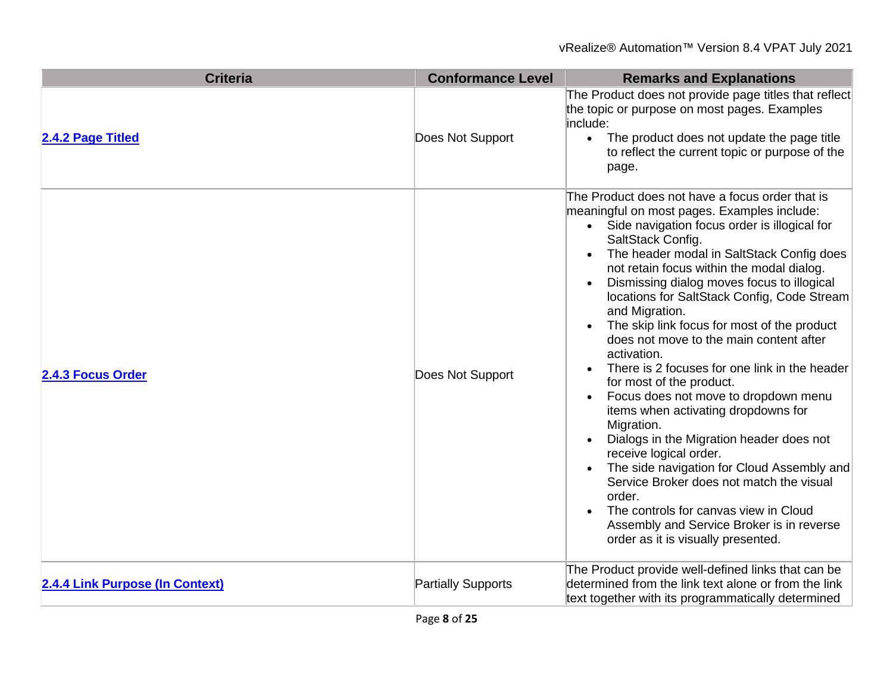| Criteria | Conformance Level | Remarks and Explanations |
| --- | --- | --- |
| [2.4.2 Page Titled]() | Does Not Support | The Product does not provide page titles that reflect the topic or purpose on most pages. Examples include:<br>• The product does not update the page title to reflect the current topic or purpose of the page. |
| [2.4.3 Focus Order]() | Does Not Support | The Product does not have a focus order that is meaningful on most pages. Examples include:<br>• Side navigation focus order is illogical for SaltStack Config.<br>• The header modal in SaltStack Config does not retain focus within the modal dialog.<br>• Dismissing dialog moves focus to illogical locations for SaltStack Config, Code Stream and Migration.<br>• The skip link focus for most of the product does not move to the main content after activation.<br>• There is 2 focuses for one link in the header for most of the product.<br>• Focus does not move to dropdown menu items when activating dropdowns for Migration.<br>• Dialogs in the Migration header does not receive logical order.<br>• The side navigation for Cloud Assembly and Service Broker does not match the visual order.<br>• The controls for canvas view in Cloud Assembly and Service Broker is in reverse order as it is visually presented. |
| [2.4.4 Link Purpose (In Context)]() | Partially Supports | The Product provide well-defined links that can be determined from the link text alone or from the link text together with its programmatically determined |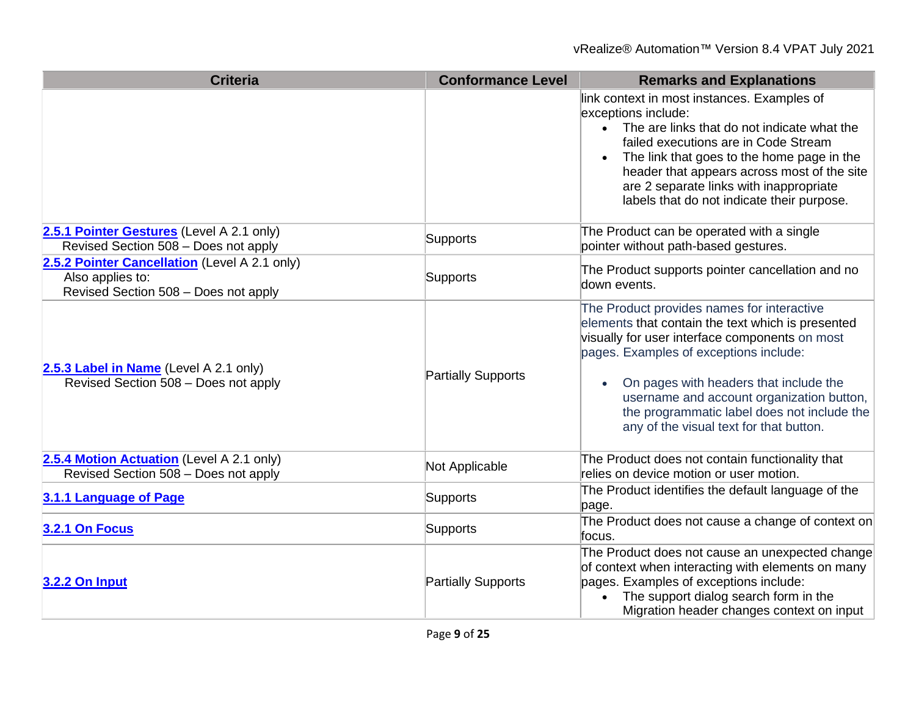| Criteria | Conformance Level | Remarks and Explanations |
|---|---|---|
| | | link context in most instances. Examples of exceptions include:<br>• The are links that do not indicate what the failed executions are in Code Stream<br>• The link that goes to the home page in the header that appears across most of the site are 2 separate links with inappropriate labels that do not indicate their purpose. |
| **2.5.1 Pointer Gestures** (Level A 2.1 only)<br>Revised Section 508 – Does not apply | Supports | The Product can be operated with a single pointer without path-based gestures. |
| **2.5.2 Pointer Cancellation** (Level A 2.1 only)<br>Also applies to:<br>Revised Section 508 – Does not apply | Supports | The Product supports pointer cancellation and no down events. |
| **2.5.3 Label in Name** (Level A 2.1 only)<br>Revised Section 508 – Does not apply | Partially Supports | The Product provides names for interactive elements that contain the text which is presented visually for user interface components on most pages. Examples of exceptions include:<br>• On pages with headers that include the username and account organization button, the programmatic label does not include the any of the visual text for that button. |
| **2.5.4 Motion Actuation** (Level A 2.1 only)<br>Revised Section 508 – Does not apply | Not Applicable | The Product does not contain functionality that relies on device motion or user motion. |
| **3.1.1 Language of Page** | Supports | The Product identifies the default language of the page. |
| **3.2.1 On Focus** | Supports | The Product does not cause a change of context on focus. |
| **3.2.2 On Input** | Partially Supports | The Product does not cause an unexpected change of context when interacting with elements on many pages. Examples of exceptions include:<br>• The support dialog search form in the Migration header changes context on input |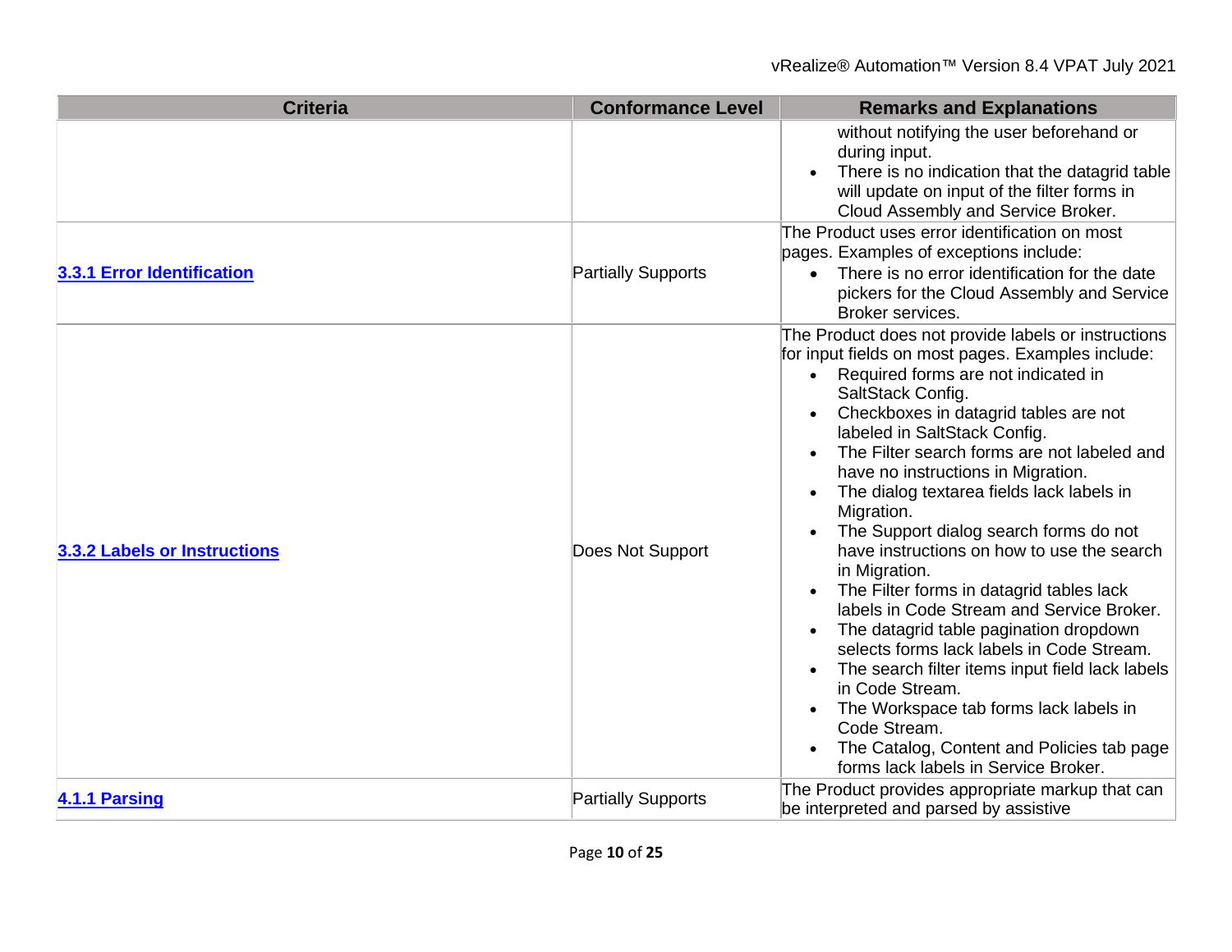| Criteria | Conformance Level | Remarks and Explanations |
|---|---|---|
| | | without notifying the user beforehand or during input.<br>• There is no indication that the datagrid table will update on input of the filter forms in Cloud Assembly and Service Broker. |
| **3.3.1 Error Identification** | Partially Supports | The Product uses error identification on most pages. Examples of exceptions include:<br>• There is no error identification for the date pickers for the Cloud Assembly and Service Broker services. |
| **3.3.2 Labels or Instructions** | Does Not Support | The Product does not provide labels or instructions for input fields on most pages. Examples include:<br>• Required forms are not indicated in SaltStack Config.<br>• Checkboxes in datagrid tables are not labeled in SaltStack Config.<br>• The Filter search forms are not labeled and have no instructions in Migration.<br>• The dialog textarea fields lack labels in Migration.<br>• The Support dialog search forms do not have instructions on how to use the search in Migration.<br>• The Filter forms in datagrid tables lack labels in Code Stream and Service Broker.<br>• The datagrid table pagination dropdown selects forms lack labels in Code Stream.<br>• The search filter items input field lack labels in Code Stream.<br>• The Workspace tab forms lack labels in Code Stream.<br>• The Catalog, Content and Policies tab page forms lack labels in Service Broker. |
| **4.1.1 Parsing** | Partially Supports | The Product provides appropriate markup that can be interpreted and parsed by assistive |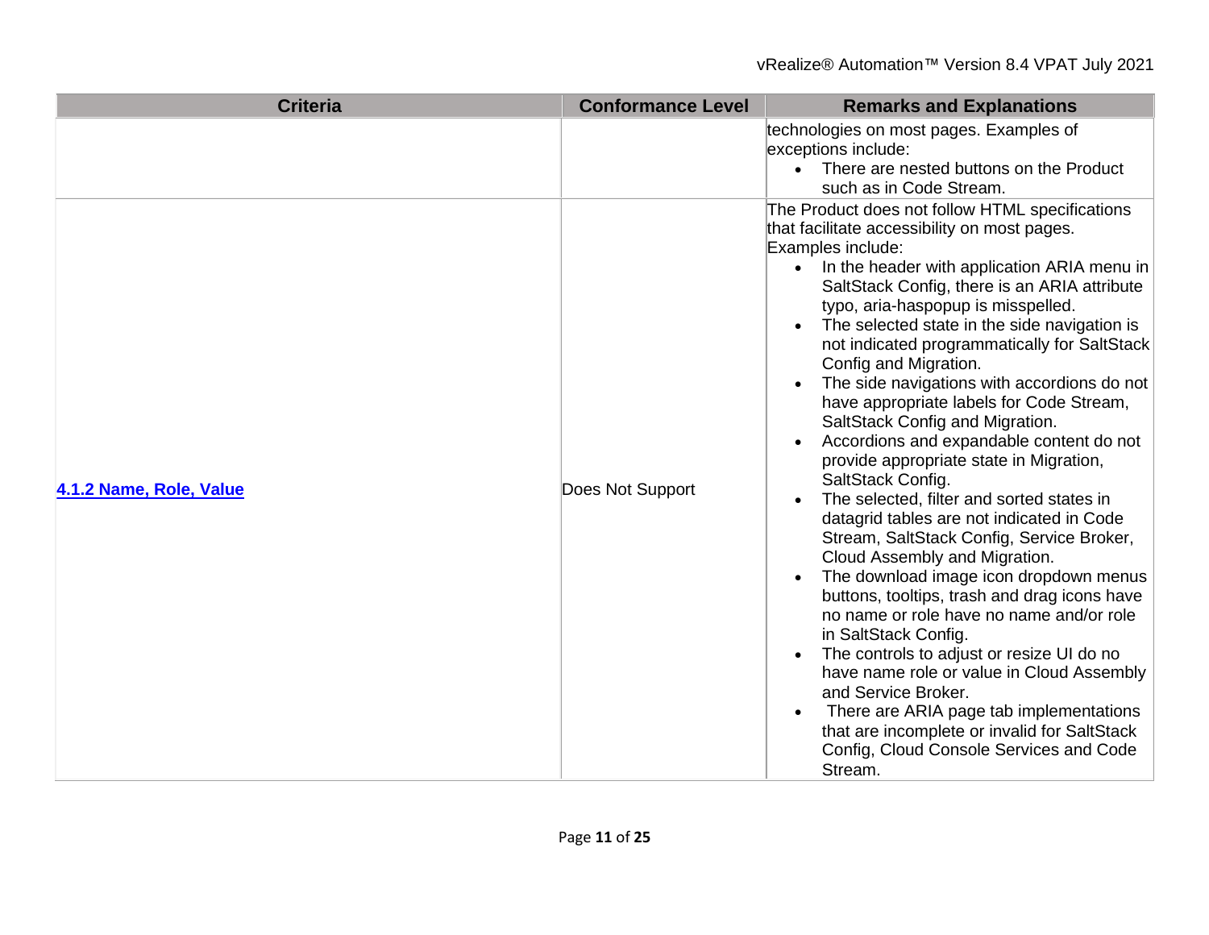| Criteria | Conformance Level | Remarks and Explanations |
|---|---|---|
| | | technologies on most pages. Examples of exceptions include:<br>• There are nested buttons on the Product such as in Code Stream. |
| [**4.1.2 Name, Role, Value**]() | Does Not Support | The Product does not follow HTML specifications that facilitate accessibility on most pages. Examples include:<br>• In the header with application ARIA menu in SaltStack Config, there is an ARIA attribute typo, aria-haspopup is misspelled.<br>• The selected state in the side navigation is not indicated programmatically for SaltStack Config and Migration.<br>• The side navigations with accordions do not have appropriate labels for Code Stream, SaltStack Config and Migration.<br>• Accordions and expandable content do not provide appropriate state in Migration, SaltStack Config.<br>• The selected, filter and sorted states in datagrid tables are not indicated in Code Stream, SaltStack Config, Service Broker, Cloud Assembly and Migration.<br>• The download image icon dropdown menus buttons, tooltips, trash and drag icons have no name or role have no name and/or role in SaltStack Config.<br>• The controls to adjust or resize UI do no have name role or value in Cloud Assembly and Service Broker.<br>• There are ARIA page tab implementations that are incomplete or invalid for SaltStack Config, Cloud Console Services and Code Stream. |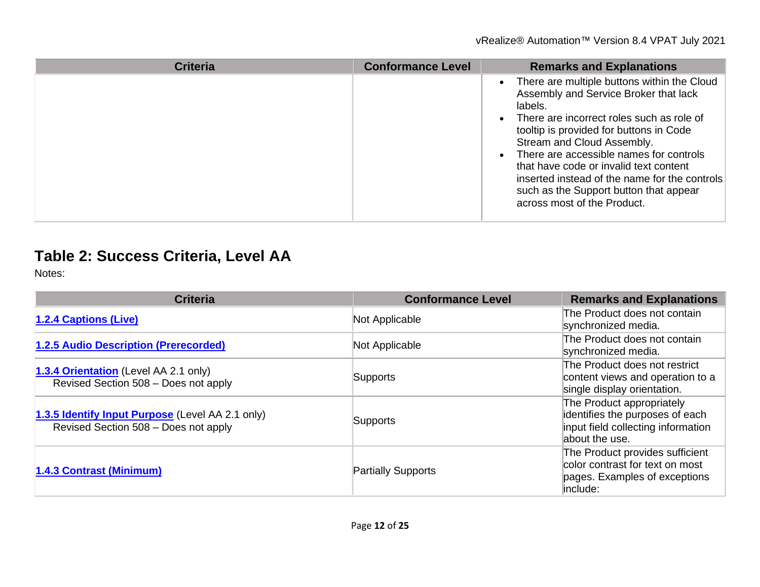| Criteria | Conformance Level | Remarks and Explanations |
|---|---|---|
| | | • There are multiple buttons within the Cloud Assembly and Service Broker that lack labels.<br>• There are incorrect roles such as role of tooltip is provided for buttons in Code Stream and Cloud Assembly.<br>• There are accessible names for controls that have code or invalid text content inserted instead of the name for the controls such as the Support button that appear across most of the Product. |

## Table 2: Success Criteria, Level AA

Notes:

| Criteria | Conformance Level | Remarks and Explanations |
|---|---|---|
| **1.2.4 Captions (Live)** | Not Applicable | The Product does not contain synchronized media. |
| **1.2.5 Audio Description (Prerecorded)** | Not Applicable | The Product does not contain synchronized media. |
| **1.3.4 Orientation** (Level AA 2.1 only)<br>Revised Section 508 – Does not apply | Supports | The Product does not restrict content views and operation to a single display orientation. |
| **1.3.5 Identify Input Purpose** (Level AA 2.1 only)<br>Revised Section 508 – Does not apply | Supports | The Product appropriately identifies the purposes of each input field collecting information about the use. |
| **1.4.3 Contrast (Minimum)** | Partially Supports | The Product provides sufficient color contrast for text on most pages. Examples of exceptions include: |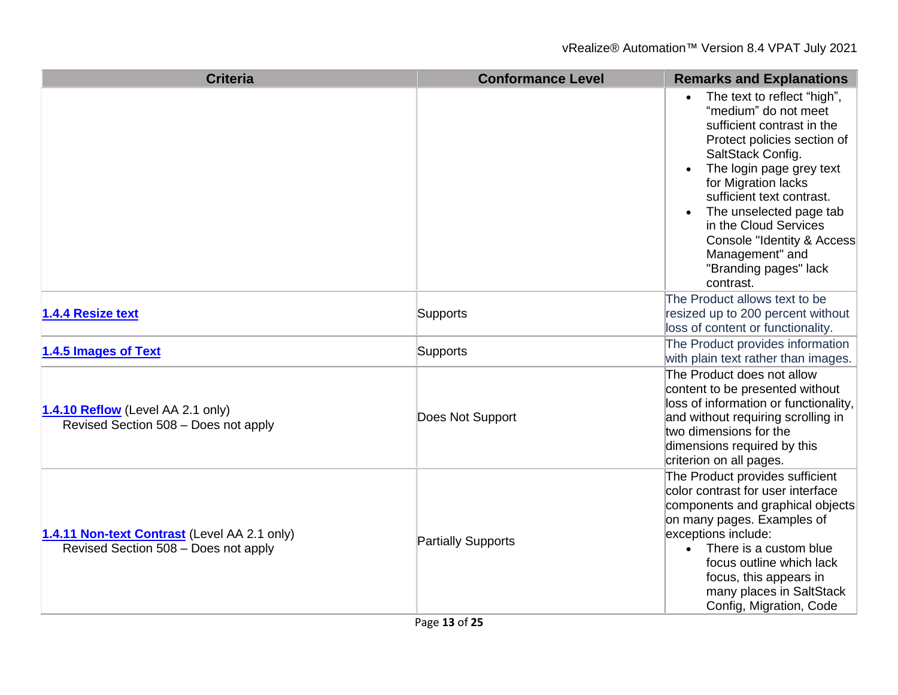| Criteria | Conformance Level | Remarks and Explanations |
|---|---|---|
| | | • The text to reflect “high”, “medium” do not meet sufficient contrast in the Protect policies section of SaltStack Config.<br>• The login page grey text for Migration lacks sufficient text contrast.<br>• The unselected page tab in the Cloud Services Console "Identity & Access Management" and "Branding pages" lack contrast. |
| **1.4.4 Resize text** | Supports | The Product allows text to be resized up to 200 percent without loss of content or functionality. |
| **1.4.5 Images of Text** | Supports | The Product provides information with plain text rather than images. |
| **1.4.10 Reflow** (Level AA 2.1 only)<br>Revised Section 508 – Does not apply | Does Not Support | The Product does not allow content to be presented without loss of information or functionality, and without requiring scrolling in two dimensions for the dimensions required by this criterion on all pages. |
| **1.4.11 Non-text Contrast** (Level AA 2.1 only)<br>Revised Section 508 – Does not apply | Partially Supports | The Product provides sufficient color contrast for user interface components and graphical objects on many pages. Examples of exceptions include:<br>• There is a custom blue focus outline which lack focus, this appears in many places in SaltStack Config, Migration, Code |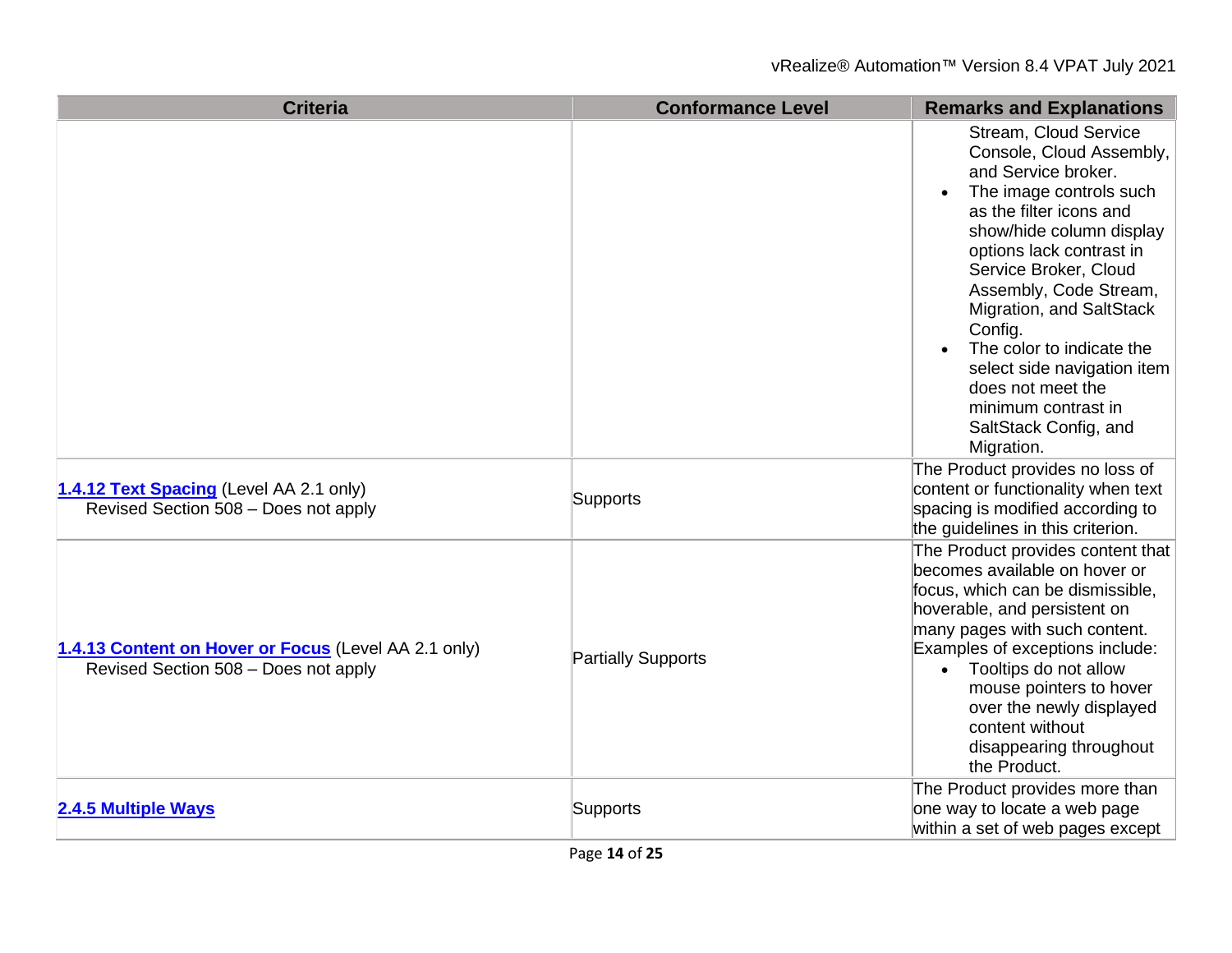| Criteria | Conformance Level | Remarks and Explanations |
|---|---|---|
| | | Stream, Cloud Service Console, Cloud Assembly, and Service broker.<br>• The image controls such as the filter icons and show/hide column display options lack contrast in Service Broker, Cloud Assembly, Code Stream, Migration, and SaltStack Config.<br>• The color to indicate the select side navigation item does not meet the minimum contrast in SaltStack Config, and Migration. |
| **1.4.12 Text Spacing** (Level AA 2.1 only)<br>Revised Section 508 – Does not apply | Supports | The Product provides no loss of content or functionality when text spacing is modified according to the guidelines in this criterion. |
| **1.4.13 Content on Hover or Focus** (Level AA 2.1 only)<br>Revised Section 508 – Does not apply | Partially Supports | The Product provides content that becomes available on hover or focus, which can be dismissible, hoverable, and persistent on many pages with such content. Examples of exceptions include:<br>• Tooltips do not allow mouse pointers to hover over the newly displayed content without disappearing throughout the Product. |
| **2.4.5 Multiple Ways** | Supports | The Product provides more than one way to locate a web page within a set of web pages except |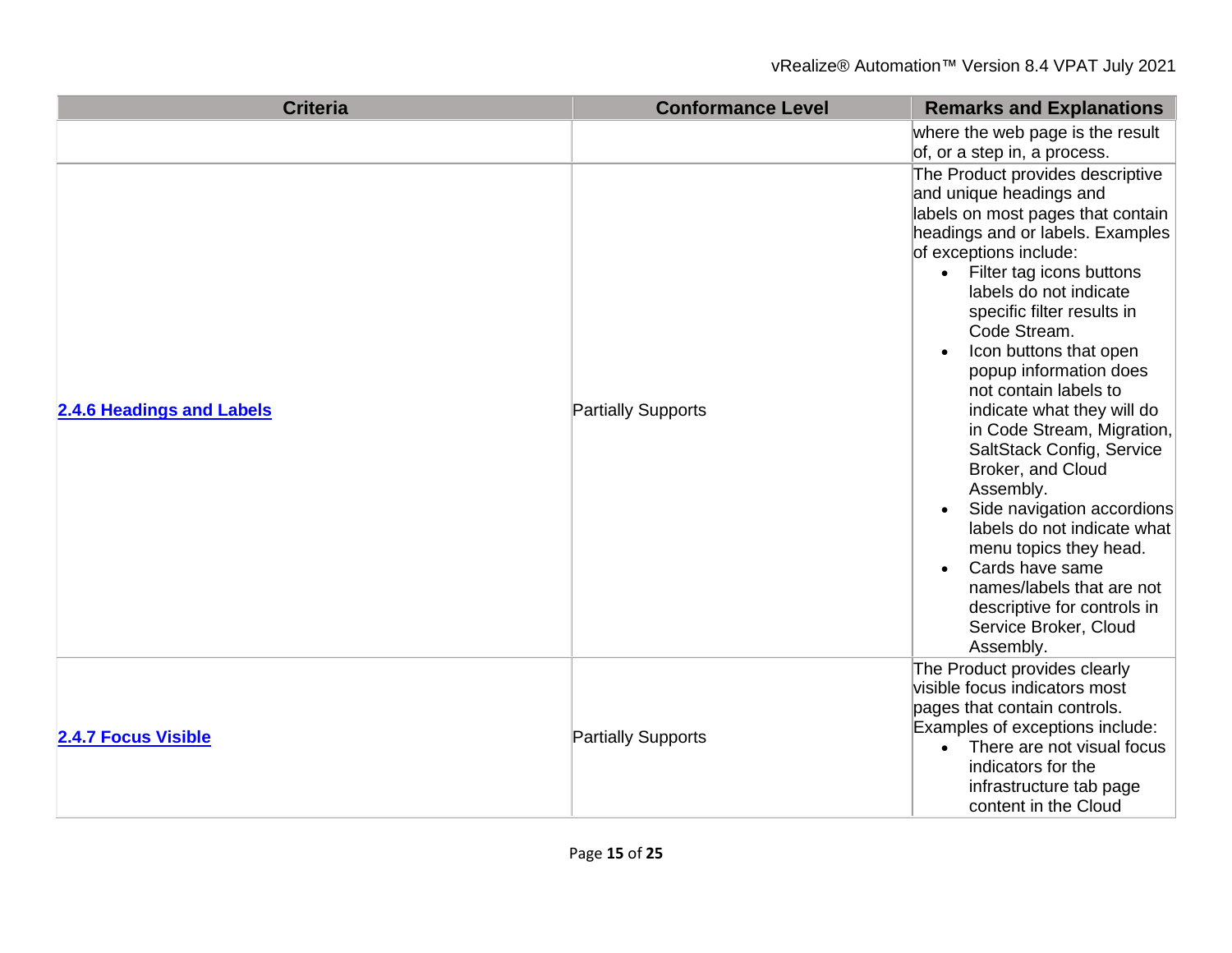| Criteria | Conformance Level | Remarks and Explanations |
|---|---|---|
| | | where the web page is the result of, or a step in, a process. |
| [2.4.6 Headings and Labels](https://www.w3.org/TR/WCAG20/#navigation-mechanisms-descriptive) | Partially Supports | The Product provides descriptive and unique headings and labels on most pages that contain headings and or labels. Examples of exceptions include:<br>• Filter tag icons buttons labels do not indicate specific filter results in Code Stream.<br>• Icon buttons that open popup information does not contain labels to indicate what they will do in Code Stream, Migration, SaltStack Config, Service Broker, and Cloud Assembly.<br>• Side navigation accordions labels do not indicate what menu topics they head.<br>• Cards have same names/labels that are not descriptive for controls in Service Broker, Cloud Assembly. |
| [2.4.7 Focus Visible](https://www.w3.org/TR/WCAG20/#navigation-mechanisms-focus-visible) | Partially Supports | The Product provides clearly visible focus indicators most pages that contain controls. Examples of exceptions include:<br>• There are not visual focus indicators for the infrastructure tab page content in the Cloud |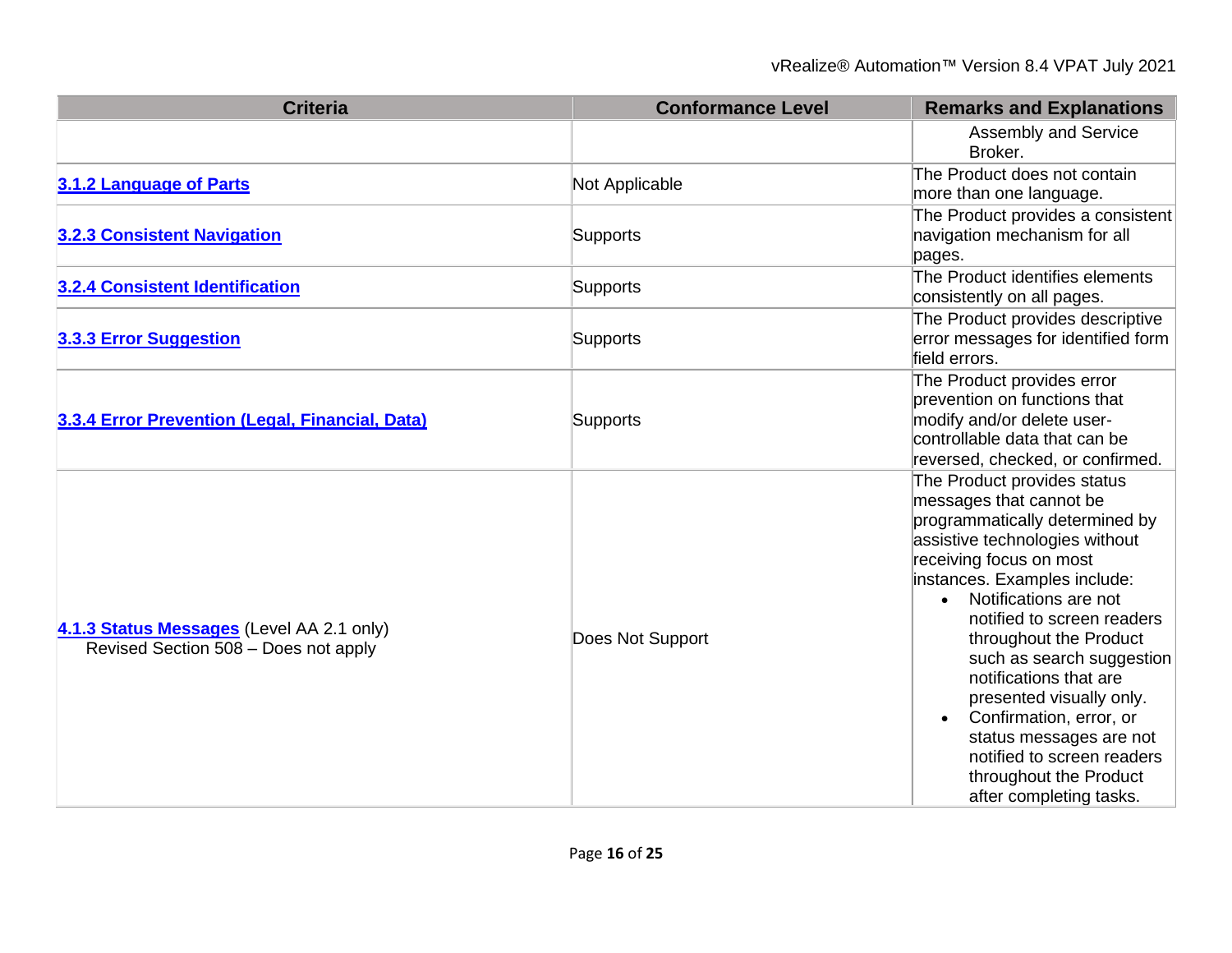| Criteria | Conformance Level | Remarks and Explanations |
|---|---|---|
| | | Assembly and Service Broker. |
| [3.1.2 Language of Parts]() | Not Applicable | The Product does not contain more than one language. |
| [3.2.3 Consistent Navigation]() | Supports | The Product provides a consistent navigation mechanism for all pages. |
| [3.2.4 Consistent Identification]() | Supports | The Product identifies elements consistently on all pages. |
| [3.3.3 Error Suggestion]() | Supports | The Product provides descriptive error messages for identified form field errors. |
| [3.3.4 Error Prevention (Legal, Financial, Data)]() | Supports | The Product provides error prevention on functions that modify and/or delete user-controllable data that can be reversed, checked, or confirmed. |
| [4.1.3 Status Messages]() (Level AA 2.1 only) Revised Section 508 – Does not apply | Does Not Support | The Product provides status messages that cannot be programmatically determined by assistive technologies without receiving focus on most instances. Examples include: <br>• Notifications are not notified to screen readers throughout the Product such as search suggestion notifications that are presented visually only. <br>• Confirmation, error, or status messages are not notified to screen readers throughout the Product after completing tasks. |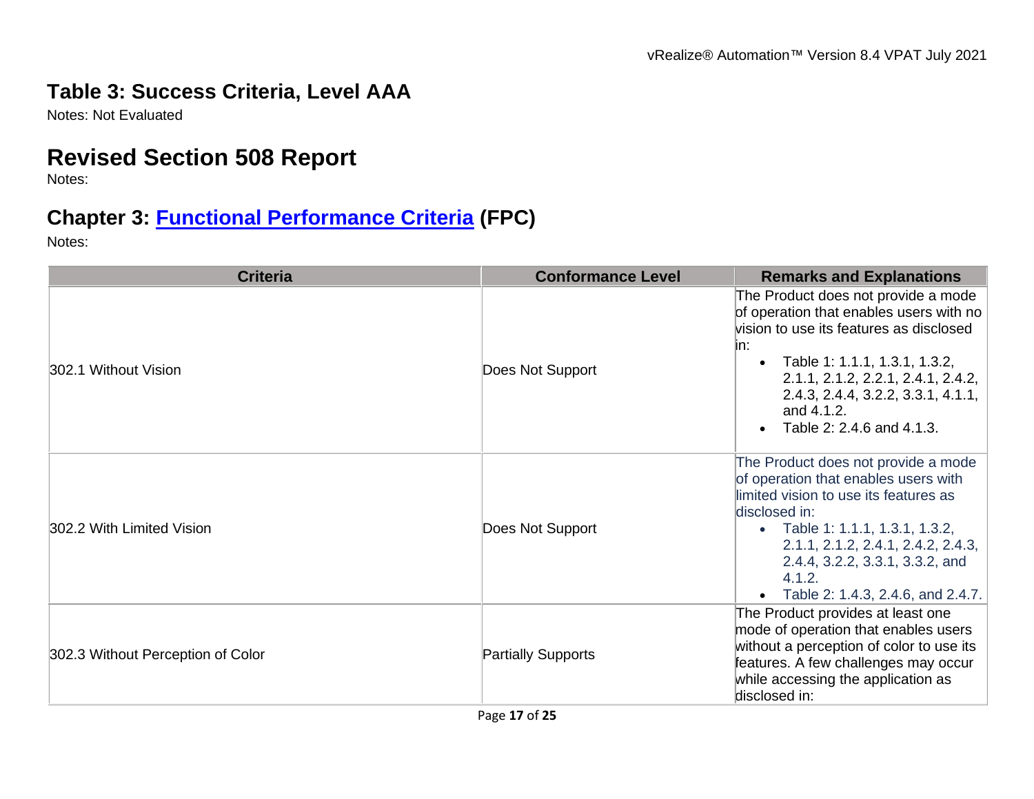## Table 3: Success Criteria, Level AAA

Notes: Not Evaluated

# Revised Section 508 Report

Notes:

## Chapter 3: [Functional Performance Criteria](https://www.access-board.gov/guidelines-and-standards/communications-and-it/about-the-ict-refresh/final-rule/text-of-the-standards-and-guidelines#302-functional-performance-criteria) (FPC)

Notes:

| Criteria | Conformance Level | Remarks and Explanations |
|---|---|---|
| 302.1 Without Vision | Does Not Support | The Product does not provide a mode of operation that enables users with no vision to use its features as disclosed in:<br>• Table 1: 1.1.1, 1.3.1, 1.3.2, 2.1.1, 2.1.2, 2.2.1, 2.4.1, 2.4.2, 2.4.3, 2.4.4, 3.2.2, 3.3.1, 4.1.1, and 4.1.2.<br>• Table 2: 2.4.6 and 4.1.3. |
| 302.2 With Limited Vision | Does Not Support | The Product does not provide a mode of operation that enables users with limited vision to use its features as disclosed in:<br>• Table 1: 1.1.1, 1.3.1, 1.3.2, 2.1.1, 2.1.2, 2.4.1, 2.4.2, 2.4.3, 2.4.4, 3.2.2, 3.3.1, 3.3.2, and 4.1.2.<br>• Table 2: 1.4.3, 2.4.6, and 2.4.7. |
| 302.3 Without Perception of Color | Partially Supports | The Product provides at least one mode of operation that enables users without a perception of color to use its features. A few challenges may occur while accessing the application as disclosed in: |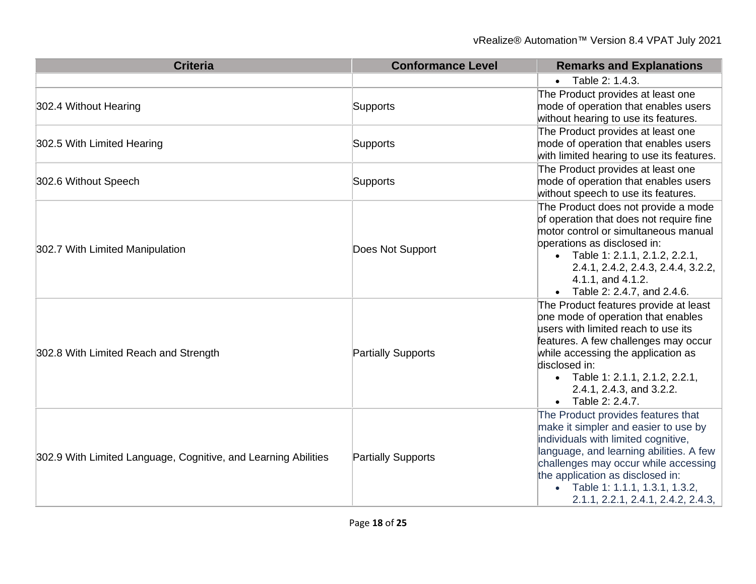| Criteria | Conformance Level | Remarks and Explanations |
|---|---|---|
| | | • Table 2: 1.4.3. |
| 302.4 Without Hearing | Supports | The Product provides at least one mode of operation that enables users without hearing to use its features. |
| 302.5 With Limited Hearing | Supports | The Product provides at least one mode of operation that enables users with limited hearing to use its features. |
| 302.6 Without Speech | Supports | The Product provides at least one mode of operation that enables users without speech to use its features. |
| 302.7 With Limited Manipulation | Does Not Support | The Product does not provide a mode of operation that does not require fine motor control or simultaneous manual operations as disclosed in: <br>• Table 1: 2.1.1, 2.1.2, 2.2.1, 2.4.1, 2.4.2, 2.4.3, 2.4.4, 3.2.2, 4.1.1, and 4.1.2. <br>• Table 2: 2.4.7, and 2.4.6. |
| 302.8 With Limited Reach and Strength | Partially Supports | The Product features provide at least one mode of operation that enables users with limited reach to use its features. A few challenges may occur while accessing the application as disclosed in: <br>• Table 1: 2.1.1, 2.1.2, 2.2.1, 2.4.1, 2.4.3, and 3.2.2. <br>• Table 2: 2.4.7. |
| 302.9 With Limited Language, Cognitive, and Learning Abilities | Partially Supports | The Product provides features that make it simpler and easier to use by individuals with limited cognitive, language, and learning abilities. A few challenges may occur while accessing the application as disclosed in: <br>• Table 1: 1.1.1, 1.3.1, 1.3.2, 2.1.1, 2.2.1, 2.4.1, 2.4.2, 2.4.3, |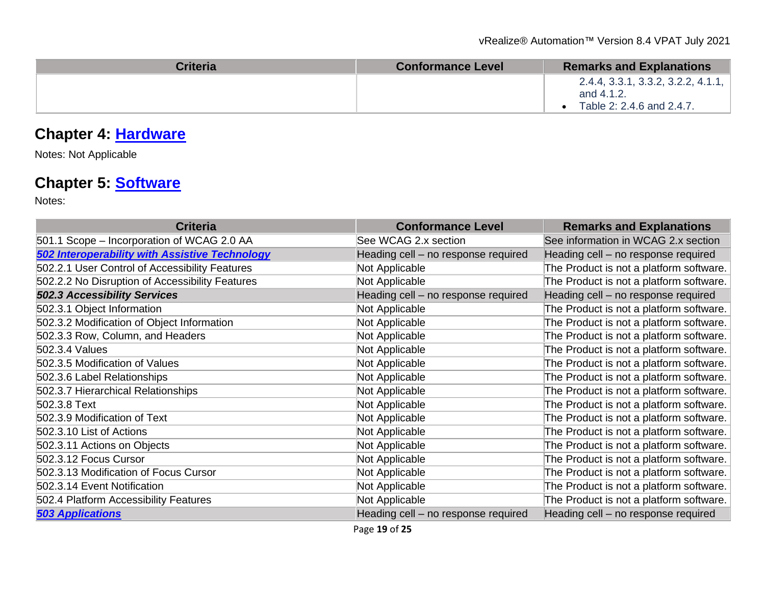| Criteria | Conformance Level | Remarks and Explanations |
|---|---|---|
| | | 2.4.4, 3.3.1, 3.3.2, 3.2.2, 4.1.1, and 4.1.2.<br>• Table 2: 2.4.6 and 2.4.7. |

## Chapter 4: Hardware

Notes: Not Applicable

## Chapter 5: Software

Notes:

| Criteria | Conformance Level | Remarks and Explanations |
|---|---|---|
| 501.1 Scope – Incorporation of WCAG 2.0 AA | See WCAG 2.x section | See information in WCAG 2.x section |
| ***502 Interoperability with Assistive Technology*** | Heading cell – no response required | Heading cell – no response required |
| 502.2.1 User Control of Accessibility Features | Not Applicable | The Product is not a platform software. |
| 502.2.2 No Disruption of Accessibility Features | Not Applicable | The Product is not a platform software. |
| ***502.3 Accessibility Services*** | Heading cell – no response required | Heading cell – no response required |
| 502.3.1 Object Information | Not Applicable | The Product is not a platform software. |
| 502.3.2 Modification of Object Information | Not Applicable | The Product is not a platform software. |
| 502.3.3 Row, Column, and Headers | Not Applicable | The Product is not a platform software. |
| 502.3.4 Values | Not Applicable | The Product is not a platform software. |
| 502.3.5 Modification of Values | Not Applicable | The Product is not a platform software. |
| 502.3.6 Label Relationships | Not Applicable | The Product is not a platform software. |
| 502.3.7 Hierarchical Relationships | Not Applicable | The Product is not a platform software. |
| 502.3.8 Text | Not Applicable | The Product is not a platform software. |
| 502.3.9 Modification of Text | Not Applicable | The Product is not a platform software. |
| 502.3.10 List of Actions | Not Applicable | The Product is not a platform software. |
| 502.3.11 Actions on Objects | Not Applicable | The Product is not a platform software. |
| 502.3.12 Focus Cursor | Not Applicable | The Product is not a platform software. |
| 502.3.13 Modification of Focus Cursor | Not Applicable | The Product is not a platform software. |
| 502.3.14 Event Notification | Not Applicable | The Product is not a platform software. |
| 502.4 Platform Accessibility Features | Not Applicable | The Product is not a platform software. |
| ***503 Applications*** | Heading cell – no response required | Heading cell – no response required |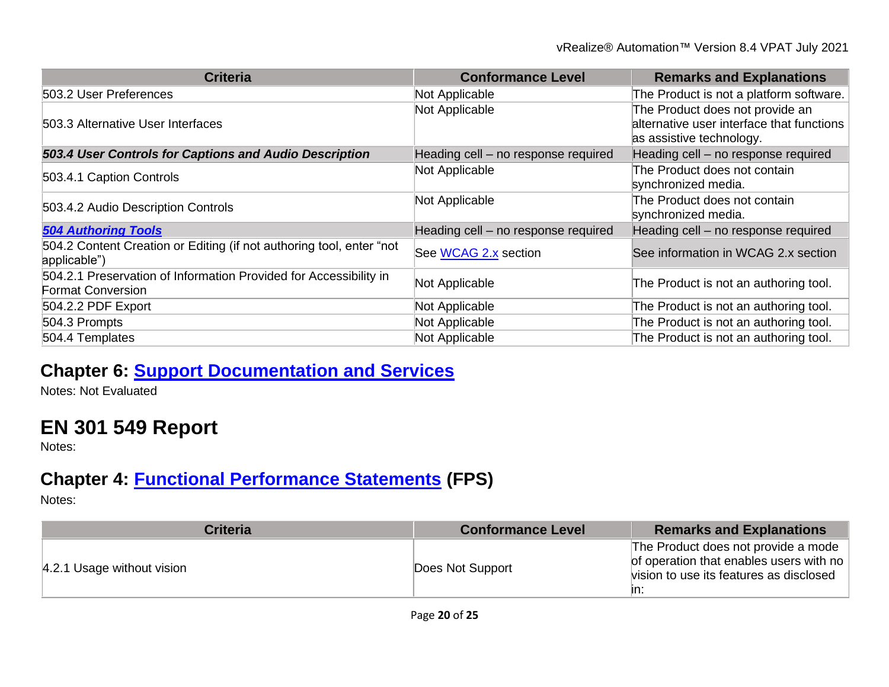| Criteria | Conformance Level | Remarks and Explanations |
| --- | --- | --- |
| 503.2 User Preferences | Not Applicable | The Product is not a platform software. |
| 503.3 Alternative User Interfaces | Not Applicable | The Product does not provide an alternative user interface that functions as assistive technology. |
| ***503.4 User Controls for Captions and Audio Description*** | Heading cell – no response required | Heading cell – no response required |
| 503.4.1 Caption Controls | Not Applicable | The Product does not contain synchronized media. |
| 503.4.2 Audio Description Controls | Not Applicable | The Product does not contain synchronized media. |
| ***504 Authoring Tools*** | Heading cell – no response required | Heading cell – no response required |
| 504.2 Content Creation or Editing (if not authoring tool, enter "not applicable") | See WCAG 2.x section | See information in WCAG 2.x section |
| 504.2.1 Preservation of Information Provided for Accessibility in Format Conversion | Not Applicable | The Product is not an authoring tool. |
| 504.2.2 PDF Export | Not Applicable | The Product is not an authoring tool. |
| 504.3 Prompts | Not Applicable | The Product is not an authoring tool. |
| 504.4 Templates | Not Applicable | The Product is not an authoring tool. |

## Chapter 6: Support Documentation and Services

Notes: Not Evaluated

# EN 301 549 Report

Notes:

## Chapter 4: Functional Performance Statements (FPS)

Notes:

| Criteria | Conformance Level | Remarks and Explanations |
| --- | --- | --- |
| 4.2.1 Usage without vision | Does Not Support | The Product does not provide a mode of operation that enables users with no vision to use its features as disclosed in: |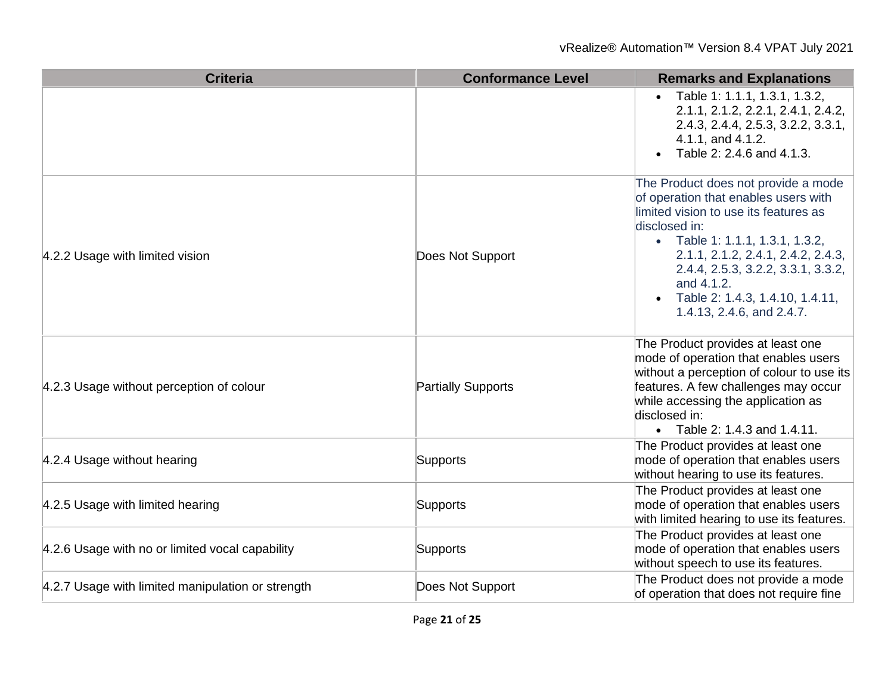| Criteria | Conformance Level | Remarks and Explanations |
|---|---|---|
| | | • Table 1: 1.1.1, 1.3.1, 1.3.2, 2.1.1, 2.1.2, 2.2.1, 2.4.1, 2.4.2, 2.4.3, 2.4.4, 2.5.3, 3.2.2, 3.3.1, 4.1.1, and 4.1.2.<br>• Table 2: 2.4.6 and 4.1.3. |
| 4.2.2 Usage with limited vision | Does Not Support | The Product does not provide a mode of operation that enables users with limited vision to use its features as disclosed in:<br>• Table 1: 1.1.1, 1.3.1, 1.3.2, 2.1.1, 2.1.2, 2.4.1, 2.4.2, 2.4.3, 2.4.4, 2.5.3, 3.2.2, 3.3.1, 3.3.2, and 4.1.2.<br>• Table 2: 1.4.3, 1.4.10, 1.4.11, 1.4.13, 2.4.6, and 2.4.7. |
| 4.2.3 Usage without perception of colour | Partially Supports | The Product provides at least one mode of operation that enables users without a perception of colour to use its features. A few challenges may occur while accessing the application as disclosed in:<br>• Table 2: 1.4.3 and 1.4.11. |
| 4.2.4 Usage without hearing | Supports | The Product provides at least one mode of operation that enables users without hearing to use its features. |
| 4.2.5 Usage with limited hearing | Supports | The Product provides at least one mode of operation that enables users with limited hearing to use its features. |
| 4.2.6 Usage with no or limited vocal capability | Supports | The Product provides at least one mode of operation that enables users without speech to use its features. |
| 4.2.7 Usage with limited manipulation or strength | Does Not Support | The Product does not provide a mode of operation that does not require fine |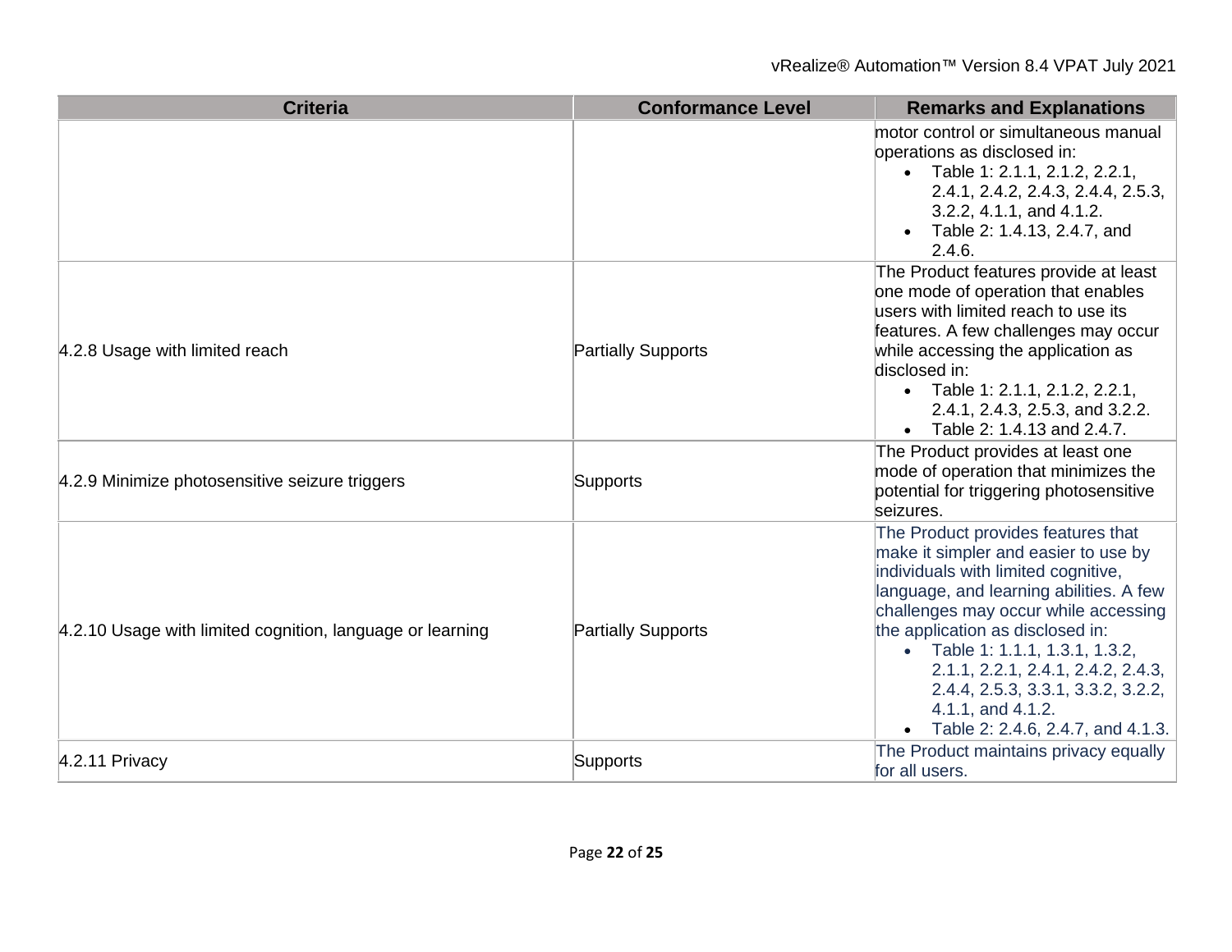| Criteria | Conformance Level | Remarks and Explanations |
|---|---|---|
| | | motor control or simultaneous manual operations as disclosed in:<br>• Table 1: 2.1.1, 2.1.2, 2.2.1, 2.4.1, 2.4.2, 2.4.3, 2.4.4, 2.5.3, 3.2.2, 4.1.1, and 4.1.2.<br>• Table 2: 1.4.13, 2.4.7, and 2.4.6. |
| 4.2.8 Usage with limited reach | Partially Supports | The Product features provide at least one mode of operation that enables users with limited reach to use its features. A few challenges may occur while accessing the application as disclosed in:<br>• Table 1: 2.1.1, 2.1.2, 2.2.1, 2.4.1, 2.4.3, 2.5.3, and 3.2.2.<br>• Table 2: 1.4.13 and 2.4.7. |
| 4.2.9 Minimize photosensitive seizure triggers | Supports | The Product provides at least one mode of operation that minimizes the potential for triggering photosensitive seizures. |
| 4.2.10 Usage with limited cognition, language or learning | Partially Supports | The Product provides features that make it simpler and easier to use by individuals with limited cognitive, language, and learning abilities. A few challenges may occur while accessing the application as disclosed in:<br>• Table 1: 1.1.1, 1.3.1, 1.3.2, 2.1.1, 2.2.1, 2.4.1, 2.4.2, 2.4.3, 2.4.4, 2.5.3, 3.3.1, 3.3.2, 3.2.2, 4.1.1, and 4.1.2.<br>• Table 2: 2.4.6, 2.4.7, and 4.1.3. |
| 4.2.11 Privacy | Supports | The Product maintains privacy equally for all users. |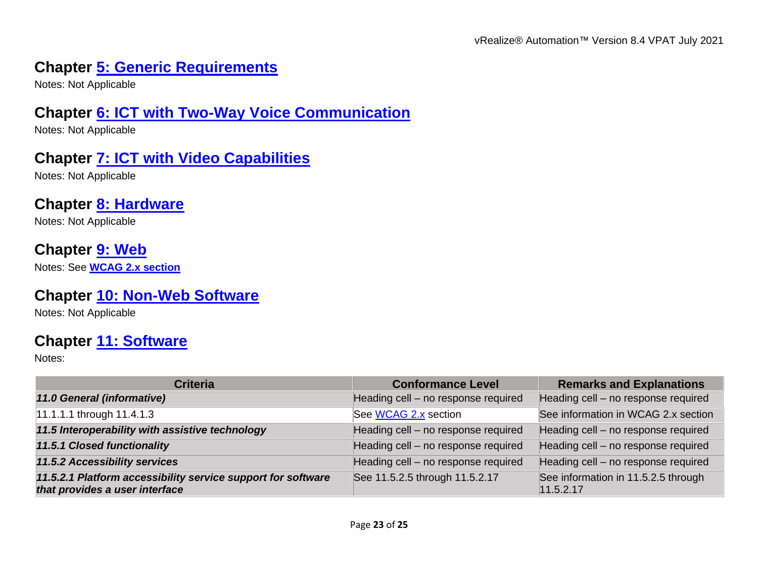## Chapter 5: Generic Requirements

Notes: Not Applicable

## Chapter 6: ICT with Two-Way Voice Communication

Notes: Not Applicable

## Chapter 7: ICT with Video Capabilities

Notes: Not Applicable

## Chapter 8: Hardware

Notes: Not Applicable

## Chapter 9: Web

Notes: See **WCAG 2.x section**

## Chapter 10: Non-Web Software

Notes: Not Applicable

## Chapter 11: Software

Notes:

| Criteria | Conformance Level | Remarks and Explanations |
| --- | --- | --- |
| ***11.0 General (informative)*** | Heading cell – no response required | Heading cell – no response required |
| 11.1.1.1 through 11.4.1.3 | See WCAG 2.x section | See information in WCAG 2.x section |
| ***11.5 Interoperability with assistive technology*** | Heading cell – no response required | Heading cell – no response required |
| ***11.5.1 Closed functionality*** | Heading cell – no response required | Heading cell – no response required |
| ***11.5.2 Accessibility services*** | Heading cell – no response required | Heading cell – no response required |
| ***11.5.2.1 Platform accessibility service support for software that provides a user interface*** | See 11.5.2.5 through 11.5.2.17 | See information in 11.5.2.5 through 11.5.2.17 |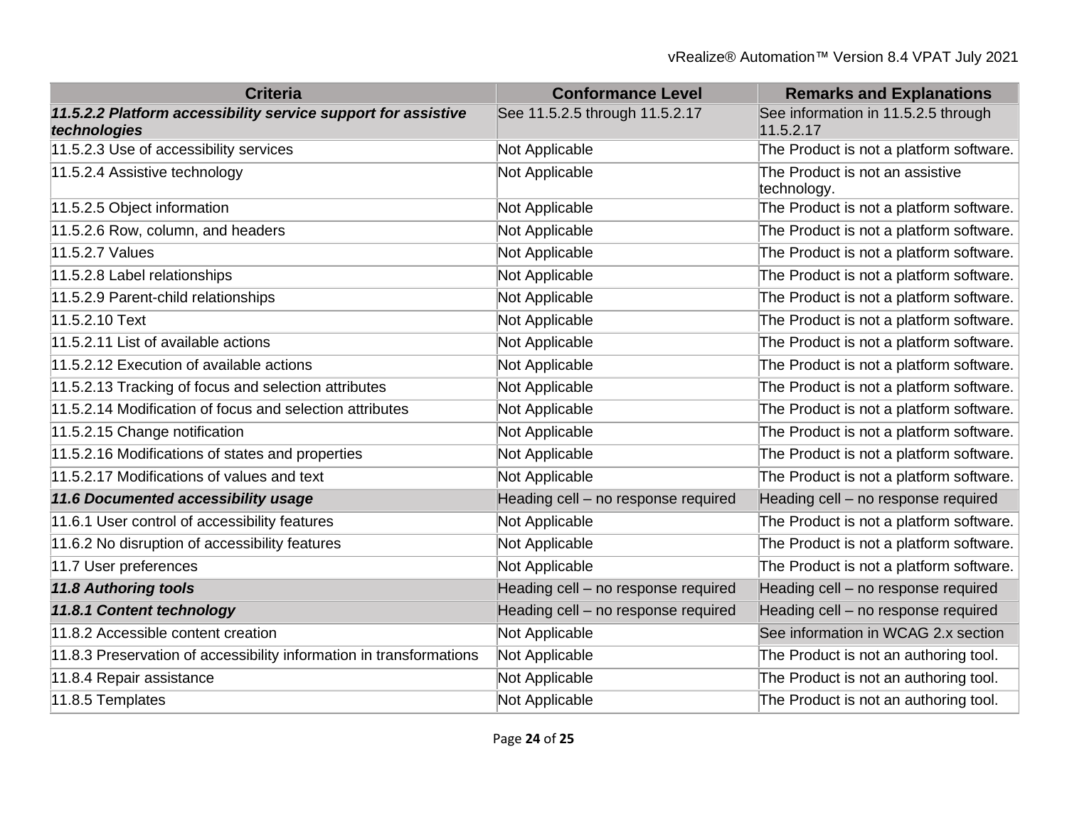| Criteria | Conformance Level | Remarks and Explanations |
|---|---|---|
| ***11.5.2.2 Platform accessibility service support for assistive technologies*** | See 11.5.2.5 through 11.5.2.17 | See information in 11.5.2.5 through 11.5.2.17 |
| 11.5.2.3 Use of accessibility services | Not Applicable | The Product is not a platform software. |
| 11.5.2.4 Assistive technology | Not Applicable | The Product is not an assistive technology. |
| 11.5.2.5 Object information | Not Applicable | The Product is not a platform software. |
| 11.5.2.6 Row, column, and headers | Not Applicable | The Product is not a platform software. |
| 11.5.2.7 Values | Not Applicable | The Product is not a platform software. |
| 11.5.2.8 Label relationships | Not Applicable | The Product is not a platform software. |
| 11.5.2.9 Parent-child relationships | Not Applicable | The Product is not a platform software. |
| 11.5.2.10 Text | Not Applicable | The Product is not a platform software. |
| 11.5.2.11 List of available actions | Not Applicable | The Product is not a platform software. |
| 11.5.2.12 Execution of available actions | Not Applicable | The Product is not a platform software. |
| 11.5.2.13 Tracking of focus and selection attributes | Not Applicable | The Product is not a platform software. |
| 11.5.2.14 Modification of focus and selection attributes | Not Applicable | The Product is not a platform software. |
| 11.5.2.15 Change notification | Not Applicable | The Product is not a platform software. |
| 11.5.2.16 Modifications of states and properties | Not Applicable | The Product is not a platform software. |
| 11.5.2.17 Modifications of values and text | Not Applicable | The Product is not a platform software. |
| ***11.6 Documented accessibility usage*** | Heading cell – no response required | Heading cell – no response required |
| 11.6.1 User control of accessibility features | Not Applicable | The Product is not a platform software. |
| 11.6.2 No disruption of accessibility features | Not Applicable | The Product is not a platform software. |
| 11.7 User preferences | Not Applicable | The Product is not a platform software. |
| ***11.8 Authoring tools*** | Heading cell – no response required | Heading cell – no response required |
| ***11.8.1 Content technology*** | Heading cell – no response required | Heading cell – no response required |
| 11.8.2 Accessible content creation | Not Applicable | See information in WCAG 2.x section |
| 11.8.3 Preservation of accessibility information in transformations | Not Applicable | The Product is not an authoring tool. |
| 11.8.4 Repair assistance | Not Applicable | The Product is not an authoring tool. |
| 11.8.5 Templates | Not Applicable | The Product is not an authoring tool. |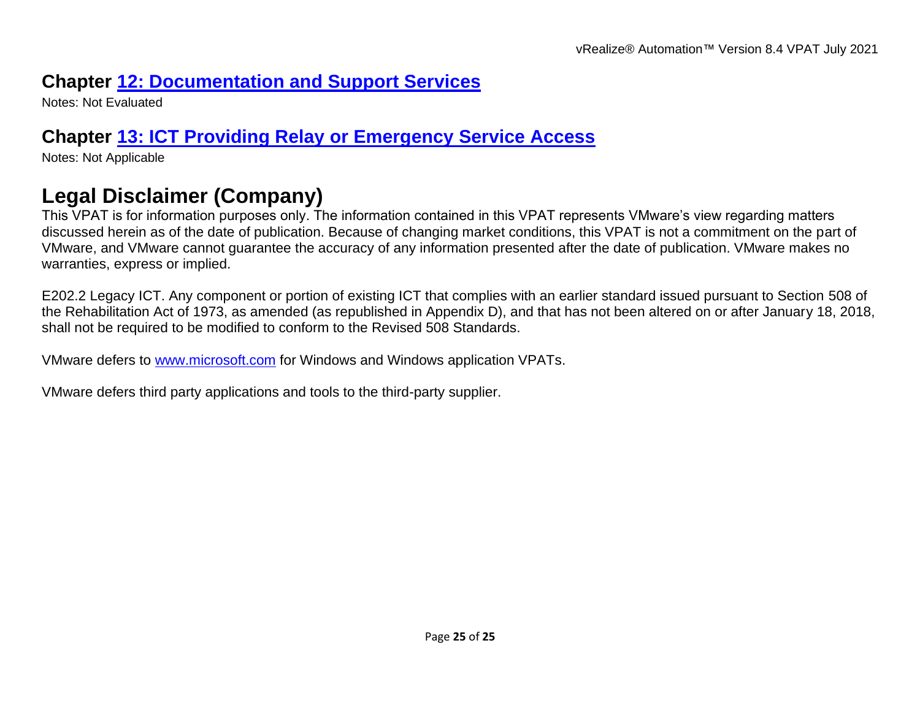## Chapter [12: Documentation and Support Services]

Notes: Not Evaluated

## Chapter [13: ICT Providing Relay or Emergency Service Access]

Notes: Not Applicable

# Legal Disclaimer (Company)

This VPAT is for information purposes only. The information contained in this VPAT represents VMware's view regarding matters discussed herein as of the date of publication. Because of changing market conditions, this VPAT is not a commitment on the part of VMware, and VMware cannot guarantee the accuracy of any information presented after the date of publication. VMware makes no warranties, express or implied.

E202.2 Legacy ICT. Any component or portion of existing ICT that complies with an earlier standard issued pursuant to Section 508 of the Rehabilitation Act of 1973, as amended (as republished in Appendix D), and that has not been altered on or after January 18, 2018, shall not be required to be modified to conform to the Revised 508 Standards.

VMware defers to [www.microsoft.com] for Windows and Windows application VPATs.

VMware defers third party applications and tools to the third-party supplier.